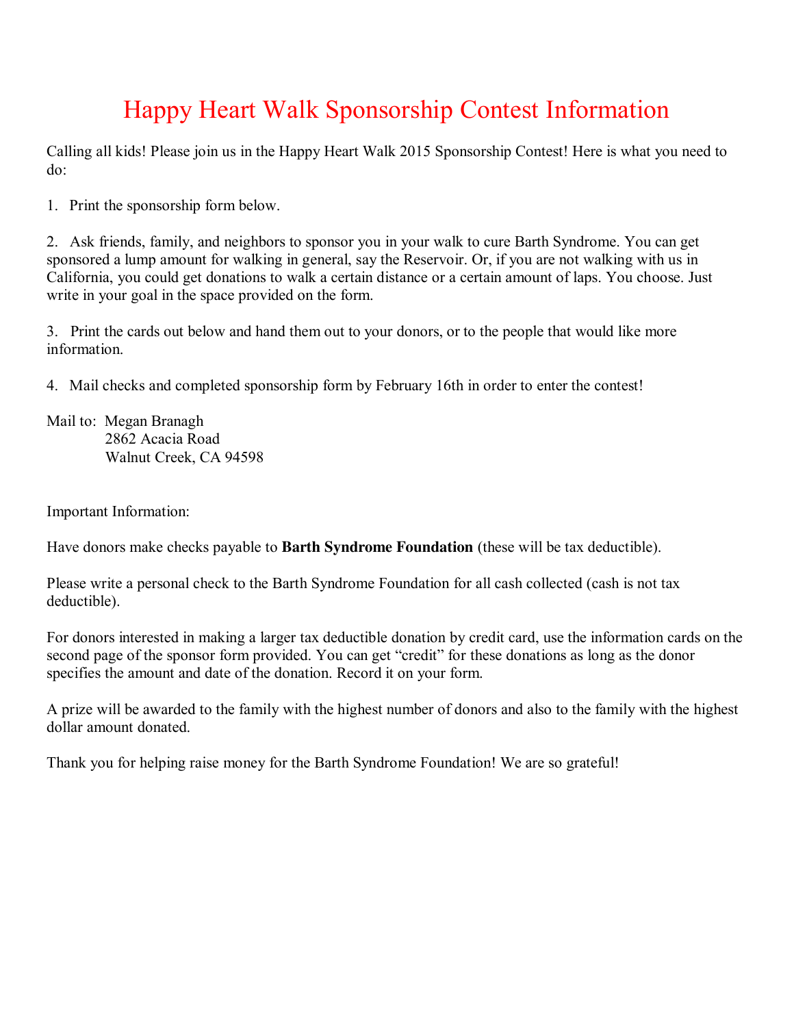# Happy Heart Walk Sponsorship Contest Information

Calling all kids! Please join us in the Happy Heart Walk 2015 Sponsorship Contest! Here is what you need to do:

1. Print the sponsorship form below.

2. Ask friends, family, and neighbors to sponsor you in your walk to cure Barth Syndrome. You can get sponsored a lump amount for walking in general, say the Reservoir. Or, if you are not walking with us in California, you could get donations to walk a certain distance or a certain amount of laps. You choose. Just write in your goal in the space provided on the form.

3. Print the cards out below and hand them out to your donors, or to the people that would like more information.

4. Mail checks and completed sponsorship form by February 16th in order to enter the contest!

Mail to: Megan Branagh
2862 Acacia Road
Walnut Creek, CA 94598

Important Information:

Have donors make checks payable to **Barth Syndrome Foundation** (these will be tax deductible).

Please write a personal check to the Barth Syndrome Foundation for all cash collected (cash is not tax deductible).

For donors interested in making a larger tax deductible donation by credit card, use the information cards on the second page of the sponsor form provided. You can get "credit" for these donations as long as the donor specifies the amount and date of the donation. Record it on your form.

A prize will be awarded to the family with the highest number of donors and also to the family with the highest dollar amount donated.

Thank you for helping raise money for the Barth Syndrome Foundation! We are so grateful!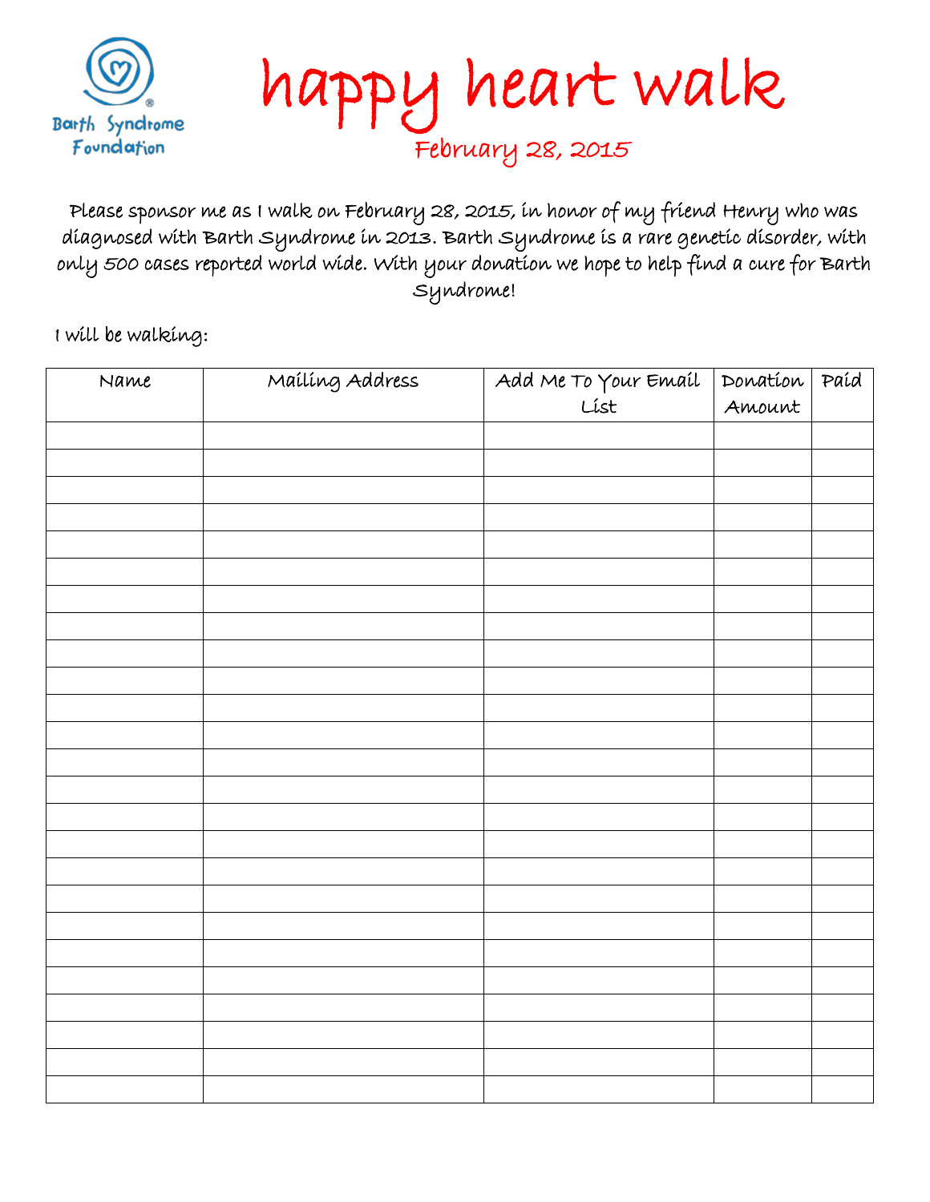Barth Syndrome Foundation

# happy heart walk

February 28, 2015

Please sponsor me as I walk on February 28, 2015, in honor of my friend Henry who was diagnosed with Barth Syndrome in 2013. Barth Syndrome is a rare genetic disorder, with only 500 cases reported world wide. With your donation we hope to help find a cure for Barth Syndrome!

I will be walking:

| Name | Mailing Address | Add Me To Your Email List | Donation Amount | Paid |
|---|---|---|---|---|
| | | | | |
| | | | | |
| | | | | |
| | | | | |
| | | | | |
| | | | | |
| | | | | |
| | | | | |
| | | | | |
| | | | | |
| | | | | |
| | | | | |
| | | | | |
| | | | | |
| | | | | |
| | | | | |
| | | | | |
| | | | | |
| | | | | |
| | | | | |
| | | | | |
| | | | | |
| | | | | |
| | | | | |
| | | | | |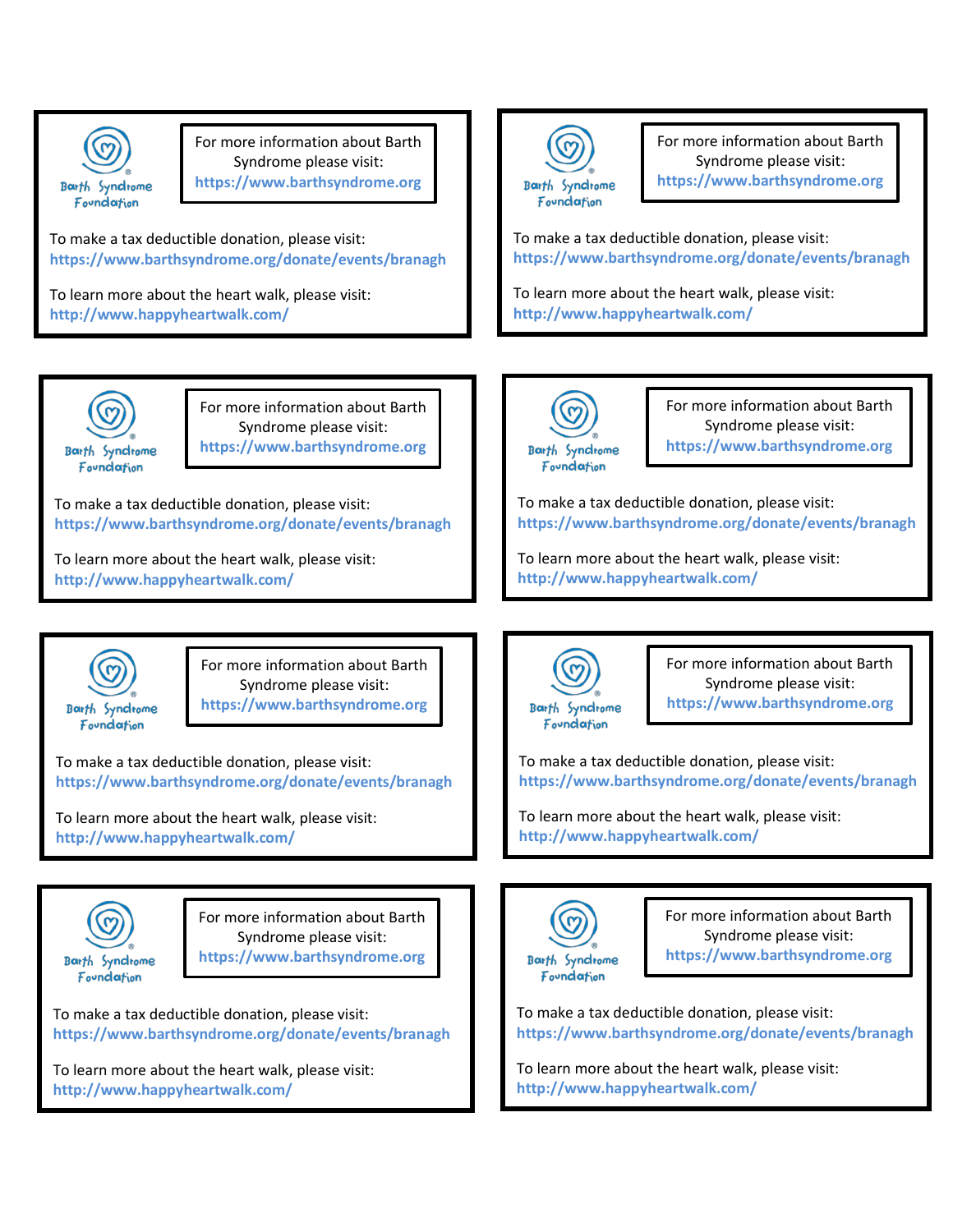Barth Syndrome Foundation

For more information about Barth Syndrome please visit:
https://www.barthsyndrome.org

To make a tax deductible donation, please visit:
https://www.barthsyndrome.org/donate/events/branagh

To learn more about the heart walk, please visit:
http://www.happyheartwalk.com/

---

Barth Syndrome Foundation

For more information about Barth Syndrome please visit:
https://www.barthsyndrome.org

To make a tax deductible donation, please visit:
https://www.barthsyndrome.org/donate/events/branagh

To learn more about the heart walk, please visit:
http://www.happyheartwalk.com/

---

Barth Syndrome Foundation

For more information about Barth Syndrome please visit:
https://www.barthsyndrome.org

To make a tax deductible donation, please visit:
https://www.barthsyndrome.org/donate/events/branagh

To learn more about the heart walk, please visit:
http://www.happyheartwalk.com/

---

Barth Syndrome Foundation

For more information about Barth Syndrome please visit:
https://www.barthsyndrome.org

To make a tax deductible donation, please visit:
https://www.barthsyndrome.org/donate/events/branagh

To learn more about the heart walk, please visit:
http://www.happyheartwalk.com/

---

Barth Syndrome Foundation

For more information about Barth Syndrome please visit:
https://www.barthsyndrome.org

To make a tax deductible donation, please visit:
https://www.barthsyndrome.org/donate/events/branagh

To learn more about the heart walk, please visit:
http://www.happyheartwalk.com/

---

Barth Syndrome Foundation

For more information about Barth Syndrome please visit:
https://www.barthsyndrome.org

To make a tax deductible donation, please visit:
https://www.barthsyndrome.org/donate/events/branagh

To learn more about the heart walk, please visit:
http://www.happyheartwalk.com/

---

Barth Syndrome Foundation

For more information about Barth Syndrome please visit:
https://www.barthsyndrome.org

To make a tax deductible donation, please visit:
https://www.barthsyndrome.org/donate/events/branagh

To learn more about the heart walk, please visit:
http://www.happyheartwalk.com/

---

Barth Syndrome Foundation

For more information about Barth Syndrome please visit:
https://www.barthsyndrome.org

To make a tax deductible donation, please visit:
https://www.barthsyndrome.org/donate/events/branagh

To learn more about the heart walk, please visit:
http://www.happyheartwalk.com/